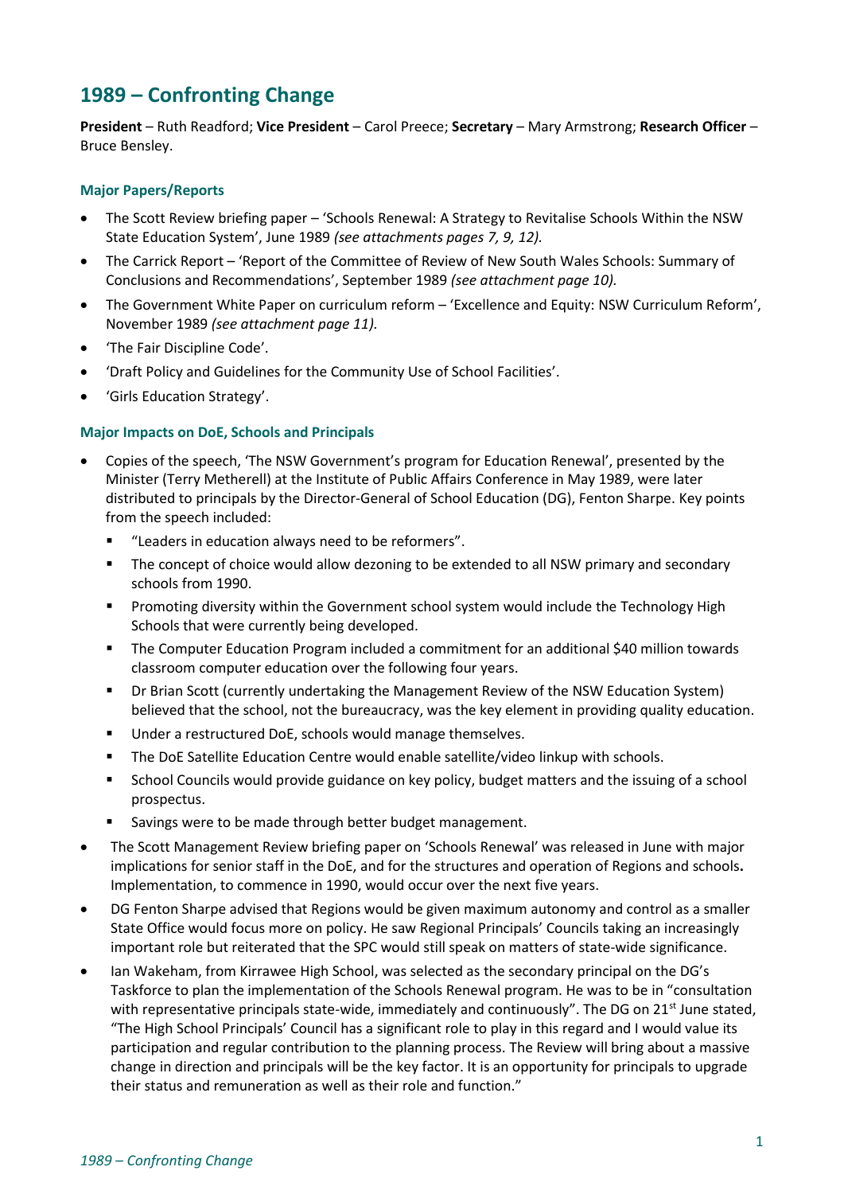# 1989 – Confronting Change

**President** – Ruth Readford; **Vice President** – Carol Preece; **Secretary** – Mary Armstrong; **Research Officer** – Bruce Bensley.

### Major Papers/Reports

- The Scott Review briefing paper – 'Schools Renewal: A Strategy to Revitalise Schools Within the NSW State Education System', June 1989 *(see attachments pages 7, 9, 12).*
- The Carrick Report – 'Report of the Committee of Review of New South Wales Schools: Summary of Conclusions and Recommendations', September 1989 *(see attachment page 10).*
- The Government White Paper on curriculum reform – 'Excellence and Equity: NSW Curriculum Reform', November 1989 *(see attachment page 11).*
- 'The Fair Discipline Code'.
- 'Draft Policy and Guidelines for the Community Use of School Facilities'.
- 'Girls Education Strategy'.

### Major Impacts on DoE, Schools and Principals

- Copies of the speech, 'The NSW Government's program for Education Renewal', presented by the Minister (Terry Metherell) at the Institute of Public Affairs Conference in May 1989, were later distributed to principals by the Director-General of School Education (DG), Fenton Sharpe. Key points from the speech included:
  - "Leaders in education always need to be reformers".
  - The concept of choice would allow dezoning to be extended to all NSW primary and secondary schools from 1990.
  - Promoting diversity within the Government school system would include the Technology High Schools that were currently being developed.
  - The Computer Education Program included a commitment for an additional $40 million towards classroom computer education over the following four years.
  - Dr Brian Scott (currently undertaking the Management Review of the NSW Education System) believed that the school, not the bureaucracy, was the key element in providing quality education.
  - Under a restructured DoE, schools would manage themselves.
  - The DoE Satellite Education Centre would enable satellite/video linkup with schools.
  - School Councils would provide guidance on key policy, budget matters and the issuing of a school prospectus.
  - Savings were to be made through better budget management.
- The Scott Management Review briefing paper on 'Schools Renewal' was released in June with major implications for senior staff in the DoE, and for the structures and operation of Regions and schools**.** Implementation, to commence in 1990, would occur over the next five years.
- DG Fenton Sharpe advised that Regions would be given maximum autonomy and control as a smaller State Office would focus more on policy. He saw Regional Principals' Councils taking an increasingly important role but reiterated that the SPC would still speak on matters of state-wide significance.
- Ian Wakeham, from Kirrawee High School, was selected as the secondary principal on the DG's Taskforce to plan the implementation of the Schools Renewal program. He was to be in "consultation with representative principals state-wide, immediately and continuously". The DG on 21st June stated, "The High School Principals' Council has a significant role to play in this regard and I would value its participation and regular contribution to the planning process. The Review will bring about a massive change in direction and principals will be the key factor. It is an opportunity for principals to upgrade their status and remuneration as well as their role and function."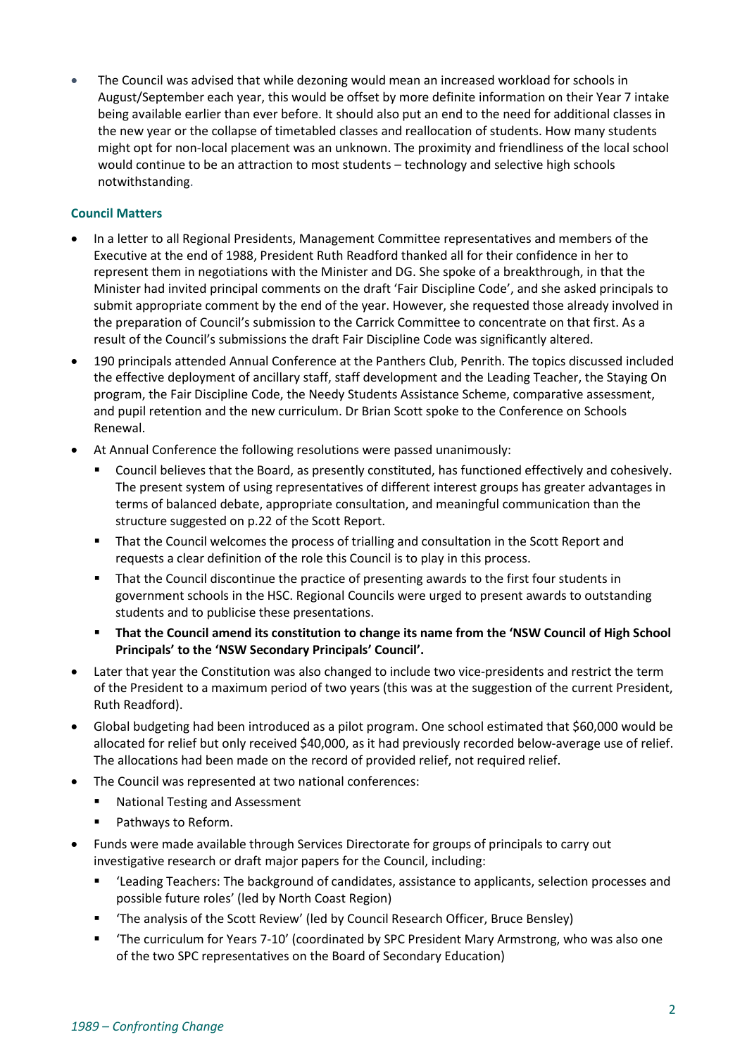- The Council was advised that while dezoning would mean an increased workload for schools in August/September each year, this would be offset by more definite information on their Year 7 intake being available earlier than ever before. It should also put an end to the need for additional classes in the new year or the collapse of timetabled classes and reallocation of students. How many students might opt for non-local placement was an unknown. The proximity and friendliness of the local school would continue to be an attraction to most students – technology and selective high schools notwithstanding.

### Council Matters

- In a letter to all Regional Presidents, Management Committee representatives and members of the Executive at the end of 1988, President Ruth Readford thanked all for their confidence in her to represent them in negotiations with the Minister and DG. She spoke of a breakthrough, in that the Minister had invited principal comments on the draft 'Fair Discipline Code', and she asked principals to submit appropriate comment by the end of the year. However, she requested those already involved in the preparation of Council's submission to the Carrick Committee to concentrate on that first. As a result of the Council's submissions the draft Fair Discipline Code was significantly altered.
- 190 principals attended Annual Conference at the Panthers Club, Penrith. The topics discussed included the effective deployment of ancillary staff, staff development and the Leading Teacher, the Staying On program, the Fair Discipline Code, the Needy Students Assistance Scheme, comparative assessment, and pupil retention and the new curriculum. Dr Brian Scott spoke to the Conference on Schools Renewal.
- At Annual Conference the following resolutions were passed unanimously:
  - Council believes that the Board, as presently constituted, has functioned effectively and cohesively. The present system of using representatives of different interest groups has greater advantages in terms of balanced debate, appropriate consultation, and meaningful communication than the structure suggested on p.22 of the Scott Report.
  - That the Council welcomes the process of trialling and consultation in the Scott Report and requests a clear definition of the role this Council is to play in this process.
  - That the Council discontinue the practice of presenting awards to the first four students in government schools in the HSC. Regional Councils were urged to present awards to outstanding students and to publicise these presentations.
  - **That the Council amend its constitution to change its name from the 'NSW Council of High School Principals' to the 'NSW Secondary Principals' Council'.**
- Later that year the Constitution was also changed to include two vice-presidents and restrict the term of the President to a maximum period of two years (this was at the suggestion of the current President, Ruth Readford).
- Global budgeting had been introduced as a pilot program. One school estimated that $60,000 would be allocated for relief but only received $40,000, as it had previously recorded below-average use of relief. The allocations had been made on the record of provided relief, not required relief.
- The Council was represented at two national conferences:
  - National Testing and Assessment
  - Pathways to Reform.
- Funds were made available through Services Directorate for groups of principals to carry out investigative research or draft major papers for the Council, including:
  - 'Leading Teachers: The background of candidates, assistance to applicants, selection processes and possible future roles' (led by North Coast Region)
  - 'The analysis of the Scott Review' (led by Council Research Officer, Bruce Bensley)
  - 'The curriculum for Years 7-10' (coordinated by SPC President Mary Armstrong, who was also one of the two SPC representatives on the Board of Secondary Education)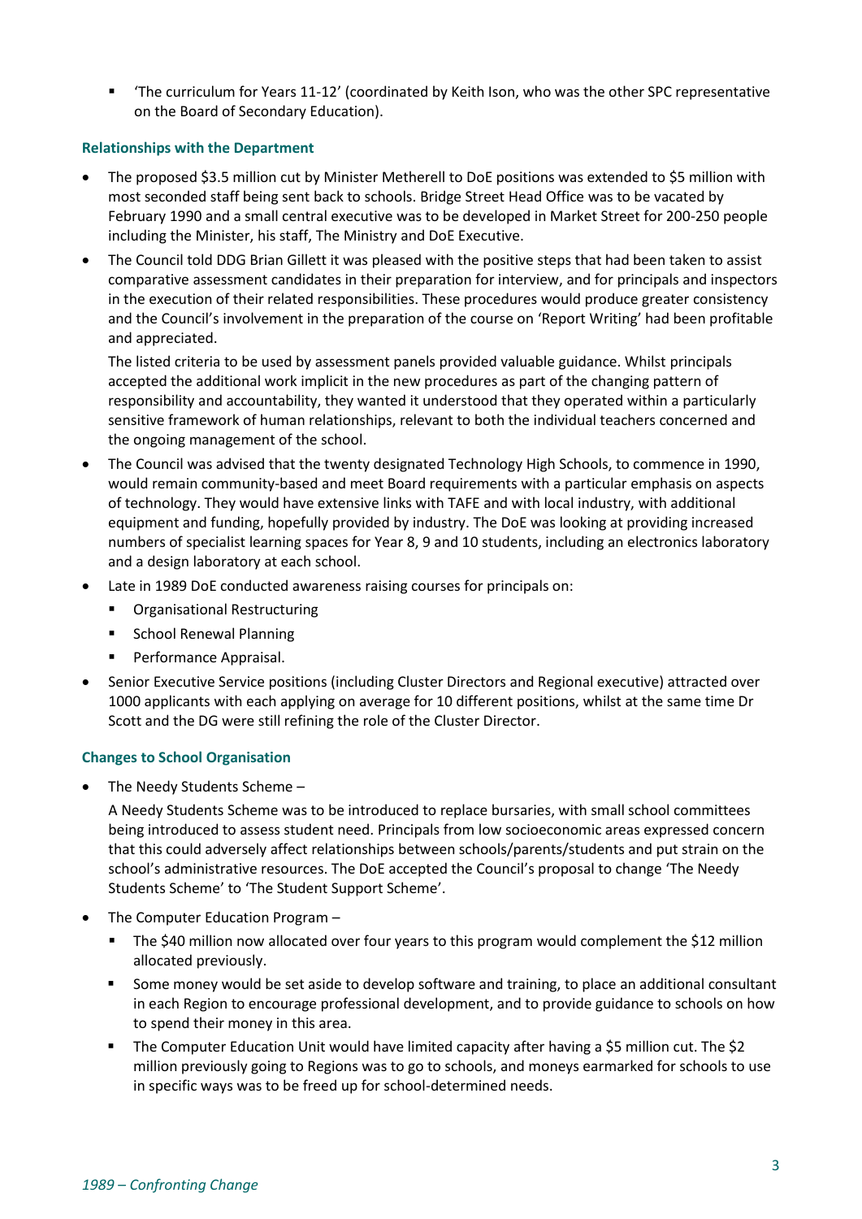- 'The curriculum for Years 11-12' (coordinated by Keith Ison, who was the other SPC representative on the Board of Secondary Education).

### Relationships with the Department

- The proposed $3.5 million cut by Minister Metherell to DoE positions was extended to $5 million with most seconded staff being sent back to schools. Bridge Street Head Office was to be vacated by February 1990 and a small central executive was to be developed in Market Street for 200-250 people including the Minister, his staff, The Ministry and DoE Executive.
- The Council told DDG Brian Gillett it was pleased with the positive steps that had been taken to assist comparative assessment candidates in their preparation for interview, and for principals and inspectors in the execution of their related responsibilities. These procedures would produce greater consistency and the Council's involvement in the preparation of the course on 'Report Writing' had been profitable and appreciated.

  The listed criteria to be used by assessment panels provided valuable guidance. Whilst principals accepted the additional work implicit in the new procedures as part of the changing pattern of responsibility and accountability, they wanted it understood that they operated within a particularly sensitive framework of human relationships, relevant to both the individual teachers concerned and the ongoing management of the school.
- The Council was advised that the twenty designated Technology High Schools, to commence in 1990, would remain community-based and meet Board requirements with a particular emphasis on aspects of technology. They would have extensive links with TAFE and with local industry, with additional equipment and funding, hopefully provided by industry. The DoE was looking at providing increased numbers of specialist learning spaces for Year 8, 9 and 10 students, including an electronics laboratory and a design laboratory at each school.
- Late in 1989 DoE conducted awareness raising courses for principals on:
  - Organisational Restructuring
  - School Renewal Planning
  - Performance Appraisal.
- Senior Executive Service positions (including Cluster Directors and Regional executive) attracted over 1000 applicants with each applying on average for 10 different positions, whilst at the same time Dr Scott and the DG were still refining the role of the Cluster Director.

### Changes to School Organisation

- The Needy Students Scheme –

  A Needy Students Scheme was to be introduced to replace bursaries, with small school committees being introduced to assess student need. Principals from low socioeconomic areas expressed concern that this could adversely affect relationships between schools/parents/students and put strain on the school's administrative resources. The DoE accepted the Council's proposal to change 'The Needy Students Scheme' to 'The Student Support Scheme'.
- The Computer Education Program –
  - The $40 million now allocated over four years to this program would complement the $12 million allocated previously.
  - Some money would be set aside to develop software and training, to place an additional consultant in each Region to encourage professional development, and to provide guidance to schools on how to spend their money in this area.
  - The Computer Education Unit would have limited capacity after having a $5 million cut. The $2 million previously going to Regions was to go to schools, and moneys earmarked for schools to use in specific ways was to be freed up for school-determined needs.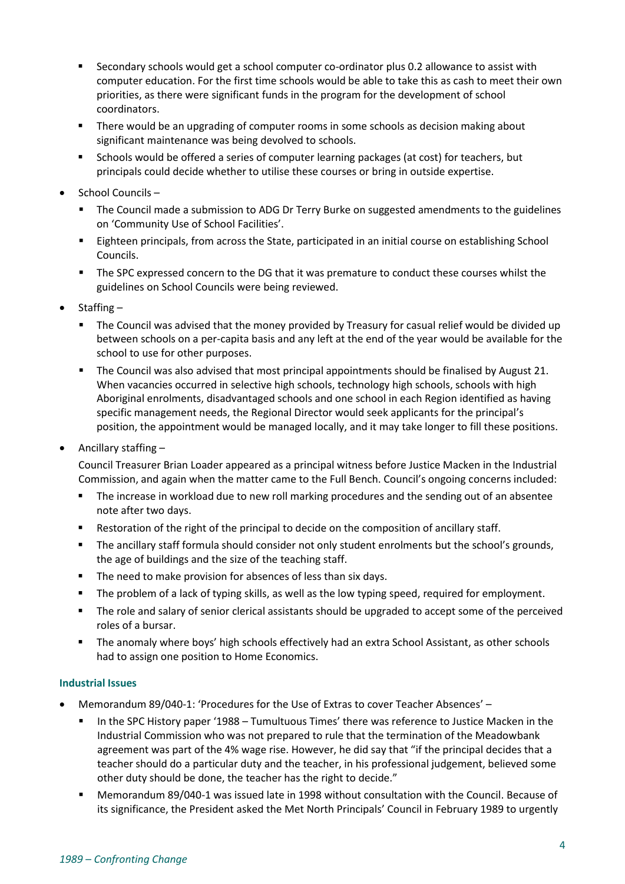- Secondary schools would get a school computer co-ordinator plus 0.2 allowance to assist with computer education. For the first time schools would be able to take this as cash to meet their own priorities, as there were significant funds in the program for the development of school coordinators.
- There would be an upgrading of computer rooms in some schools as decision making about significant maintenance was being devolved to schools.
- Schools would be offered a series of computer learning packages (at cost) for teachers, but principals could decide whether to utilise these courses or bring in outside expertise.

- School Councils –
  - The Council made a submission to ADG Dr Terry Burke on suggested amendments to the guidelines on 'Community Use of School Facilities'.
  - Eighteen principals, from across the State, participated in an initial course on establishing School Councils.
  - The SPC expressed concern to the DG that it was premature to conduct these courses whilst the guidelines on School Councils were being reviewed.

- Staffing –
  - The Council was advised that the money provided by Treasury for casual relief would be divided up between schools on a per-capita basis and any left at the end of the year would be available for the school to use for other purposes.
  - The Council was also advised that most principal appointments should be finalised by August 21. When vacancies occurred in selective high schools, technology high schools, schools with high Aboriginal enrolments, disadvantaged schools and one school in each Region identified as having specific management needs, the Regional Director would seek applicants for the principal's position, the appointment would be managed locally, and it may take longer to fill these positions.

- Ancillary staffing –

  Council Treasurer Brian Loader appeared as a principal witness before Justice Macken in the Industrial Commission, and again when the matter came to the Full Bench. Council's ongoing concerns included:
  - The increase in workload due to new roll marking procedures and the sending out of an absentee note after two days.
  - Restoration of the right of the principal to decide on the composition of ancillary staff.
  - The ancillary staff formula should consider not only student enrolments but the school's grounds, the age of buildings and the size of the teaching staff.
  - The need to make provision for absences of less than six days.
  - The problem of a lack of typing skills, as well as the low typing speed, required for employment.
  - The role and salary of senior clerical assistants should be upgraded to accept some of the perceived roles of a bursar.
  - The anomaly where boys' high schools effectively had an extra School Assistant, as other schools had to assign one position to Home Economics.

### Industrial Issues

- Memorandum 89/040-1: 'Procedures for the Use of Extras to cover Teacher Absences' –
  - In the SPC History paper '1988 – Tumultuous Times' there was reference to Justice Macken in the Industrial Commission who was not prepared to rule that the termination of the Meadowbank agreement was part of the 4% wage rise. However, he did say that "if the principal decides that a teacher should do a particular duty and the teacher, in his professional judgement, believed some other duty should be done, the teacher has the right to decide."
  - Memorandum 89/040-1 was issued late in 1998 without consultation with the Council. Because of its significance, the President asked the Met North Principals' Council in February 1989 to urgently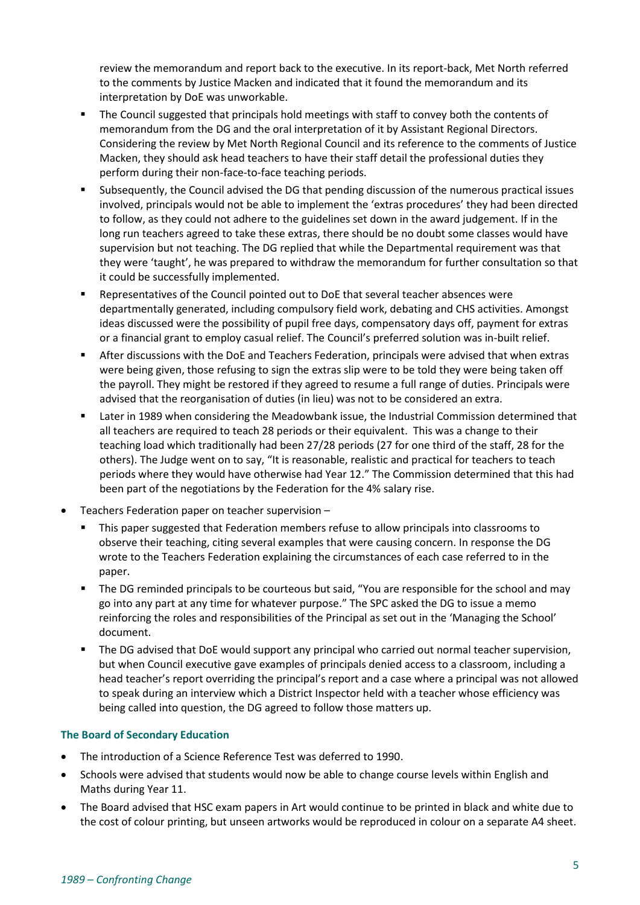review the memorandum and report back to the executive. In its report-back, Met North referred to the comments by Justice Macken and indicated that it found the memorandum and its interpretation by DoE was unworkable.

  - The Council suggested that principals hold meetings with staff to convey both the contents of memorandum from the DG and the oral interpretation of it by Assistant Regional Directors. Considering the review by Met North Regional Council and its reference to the comments of Justice Macken, they should ask head teachers to have their staff detail the professional duties they perform during their non-face-to-face teaching periods.
  - Subsequently, the Council advised the DG that pending discussion of the numerous practical issues involved, principals would not be able to implement the 'extras procedures' they had been directed to follow, as they could not adhere to the guidelines set down in the award judgement. If in the long run teachers agreed to take these extras, there should be no doubt some classes would have supervision but not teaching. The DG replied that while the Departmental requirement was that they were 'taught', he was prepared to withdraw the memorandum for further consultation so that it could be successfully implemented.
  - Representatives of the Council pointed out to DoE that several teacher absences were departmentally generated, including compulsory field work, debating and CHS activities. Amongst ideas discussed were the possibility of pupil free days, compensatory days off, payment for extras or a financial grant to employ casual relief. The Council's preferred solution was in-built relief.
  - After discussions with the DoE and Teachers Federation, principals were advised that when extras were being given, those refusing to sign the extras slip were to be told they were being taken off the payroll. They might be restored if they agreed to resume a full range of duties. Principals were advised that the reorganisation of duties (in lieu) was not to be considered an extra.
  - Later in 1989 when considering the Meadowbank issue, the Industrial Commission determined that all teachers are required to teach 28 periods or their equivalent. This was a change to their teaching load which traditionally had been 27/28 periods (27 for one third of the staff, 28 for the others). The Judge went on to say, "It is reasonable, realistic and practical for teachers to teach periods where they would have otherwise had Year 12." The Commission determined that this had been part of the negotiations by the Federation for the 4% salary rise.

- Teachers Federation paper on teacher supervision –
  - This paper suggested that Federation members refuse to allow principals into classrooms to observe their teaching, citing several examples that were causing concern. In response the DG wrote to the Teachers Federation explaining the circumstances of each case referred to in the paper.
  - The DG reminded principals to be courteous but said, "You are responsible for the school and may go into any part at any time for whatever purpose." The SPC asked the DG to issue a memo reinforcing the roles and responsibilities of the Principal as set out in the 'Managing the School' document.
  - The DG advised that DoE would support any principal who carried out normal teacher supervision, but when Council executive gave examples of principals denied access to a classroom, including a head teacher's report overriding the principal's report and a case where a principal was not allowed to speak during an interview which a District Inspector held with a teacher whose efficiency was being called into question, the DG agreed to follow those matters up.

### The Board of Secondary Education

- The introduction of a Science Reference Test was deferred to 1990.
- Schools were advised that students would now be able to change course levels within English and Maths during Year 11.
- The Board advised that HSC exam papers in Art would continue to be printed in black and white due to the cost of colour printing, but unseen artworks would be reproduced in colour on a separate A4 sheet.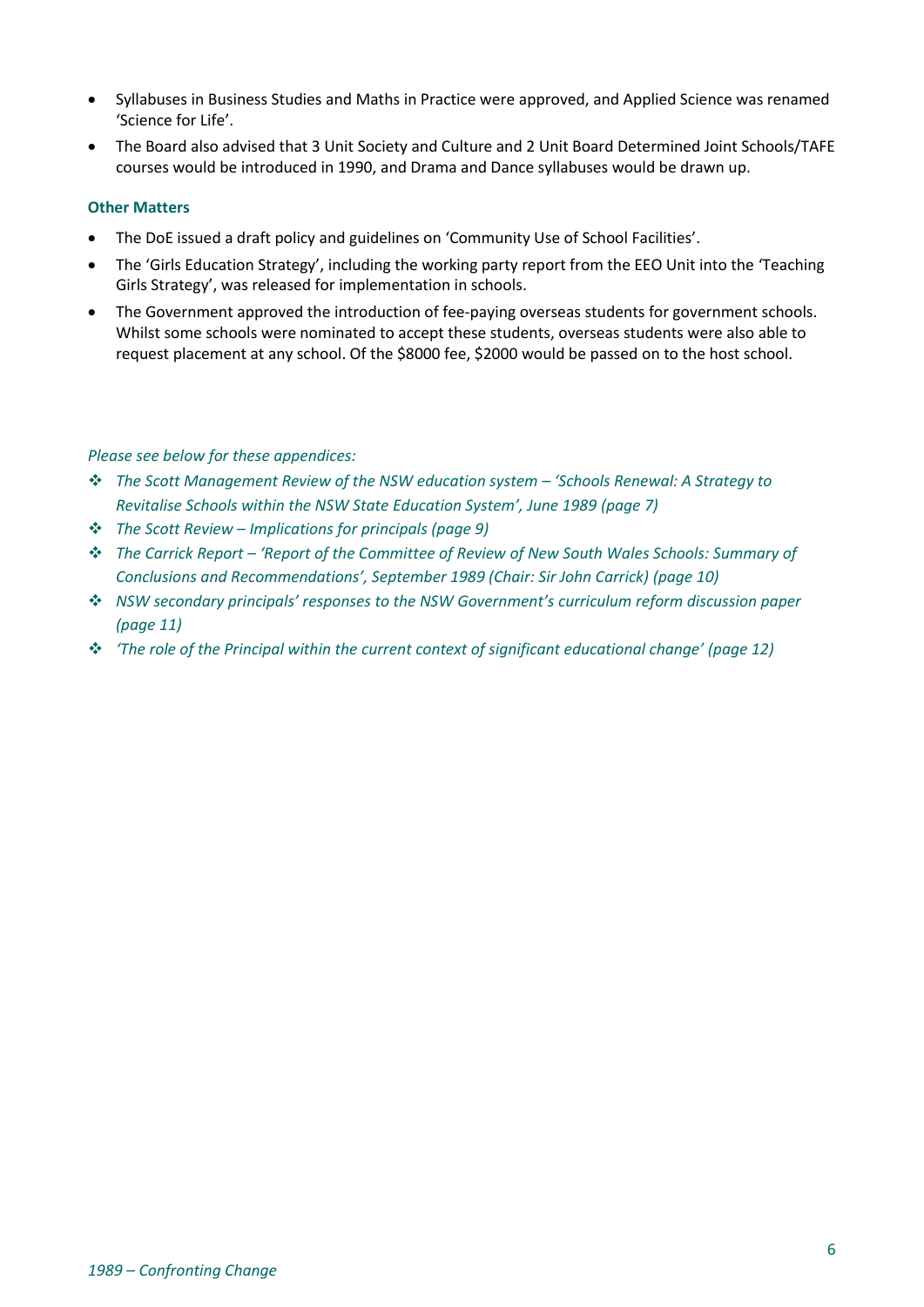- Syllabuses in Business Studies and Maths in Practice were approved, and Applied Science was renamed 'Science for Life'.
- The Board also advised that 3 Unit Society and Culture and 2 Unit Board Determined Joint Schools/TAFE courses would be introduced in 1990, and Drama and Dance syllabuses would be drawn up.

### Other Matters

- The DoE issued a draft policy and guidelines on 'Community Use of School Facilities'.
- The 'Girls Education Strategy', including the working party report from the EEO Unit into the 'Teaching Girls Strategy', was released for implementation in schools.
- The Government approved the introduction of fee-paying overseas students for government schools. Whilst some schools were nominated to accept these students, overseas students were also able to request placement at any school. Of the $8000 fee, $2000 would be passed on to the host school.

*Please see below for these appendices:*

- *The Scott Management Review of the NSW education system – 'Schools Renewal: A Strategy to Revitalise Schools within the NSW State Education System', June 1989 (page 7)*
- *The Scott Review – Implications for principals (page 9)*
- *The Carrick Report – 'Report of the Committee of Review of New South Wales Schools: Summary of Conclusions and Recommendations', September 1989 (Chair: Sir John Carrick) (page 10)*
- *NSW secondary principals' responses to the NSW Government's curriculum reform discussion paper (page 11)*
- *'The role of the Principal within the current context of significant educational change' (page 12)*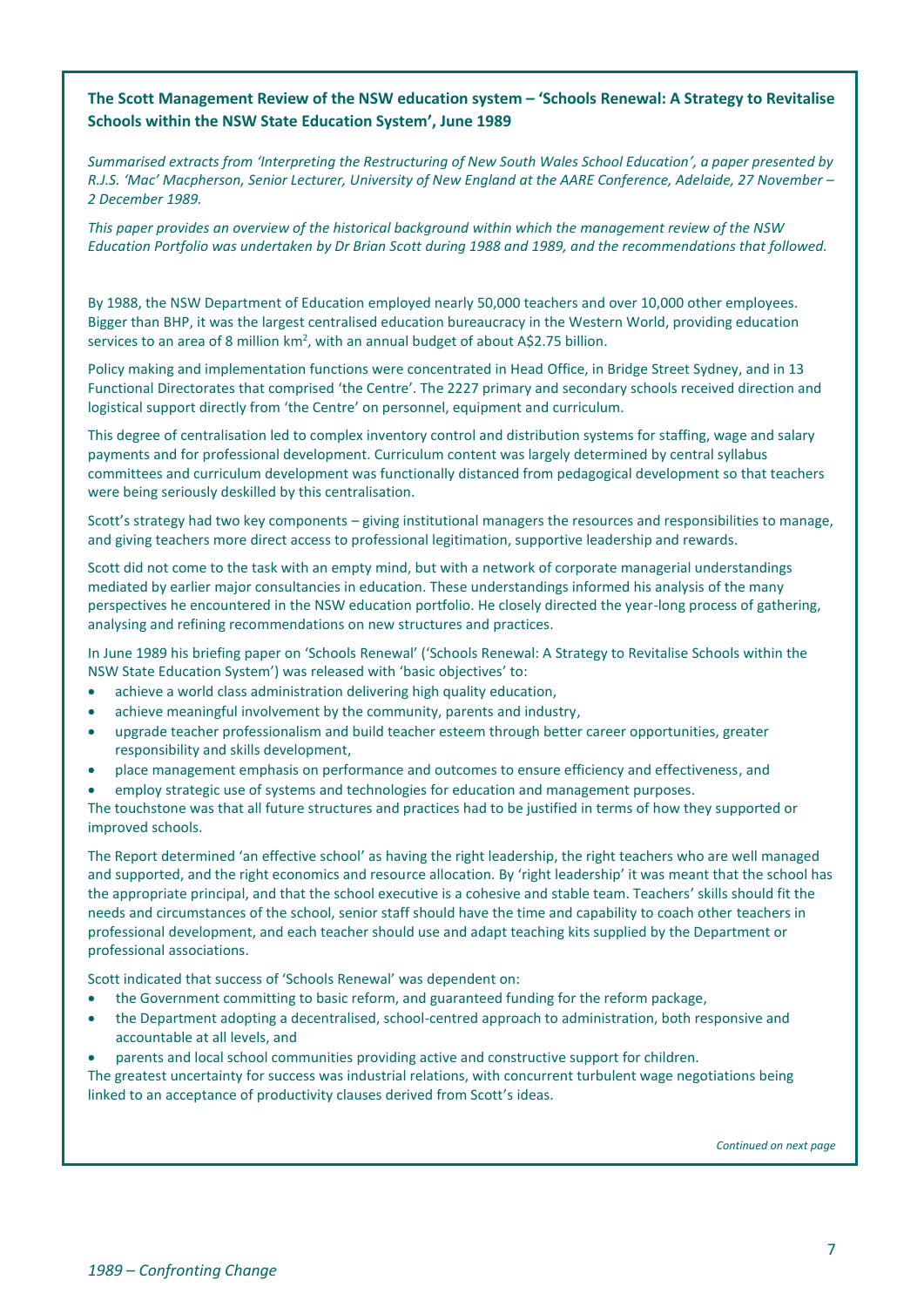**The Scott Management Review of the NSW education system – 'Schools Renewal: A Strategy to Revitalise Schools within the NSW State Education System', June 1989**

*Summarised extracts from 'Interpreting the Restructuring of New South Wales School Education', a paper presented by R.J.S. 'Mac' Macpherson, Senior Lecturer, University of New England at the AARE Conference, Adelaide, 27 November – 2 December 1989.*

*This paper provides an overview of the historical background within which the management review of the NSW Education Portfolio was undertaken by Dr Brian Scott during 1988 and 1989, and the recommendations that followed.*

By 1988, the NSW Department of Education employed nearly 50,000 teachers and over 10,000 other employees. Bigger than BHP, it was the largest centralised education bureaucracy in the Western World, providing education services to an area of 8 million km², with an annual budget of about A$2.75 billion.

Policy making and implementation functions were concentrated in Head Office, in Bridge Street Sydney, and in 13 Functional Directorates that comprised 'the Centre'. The 2227 primary and secondary schools received direction and logistical support directly from 'the Centre' on personnel, equipment and curriculum.

This degree of centralisation led to complex inventory control and distribution systems for staffing, wage and salary payments and for professional development. Curriculum content was largely determined by central syllabus committees and curriculum development was functionally distanced from pedagogical development so that teachers were being seriously deskilled by this centralisation.

Scott's strategy had two key components – giving institutional managers the resources and responsibilities to manage, and giving teachers more direct access to professional legitimation, supportive leadership and rewards.

Scott did not come to the task with an empty mind, but with a network of corporate managerial understandings mediated by earlier major consultancies in education. These understandings informed his analysis of the many perspectives he encountered in the NSW education portfolio. He closely directed the year-long process of gathering, analysing and refining recommendations on new structures and practices.

In June 1989 his briefing paper on 'Schools Renewal' ('Schools Renewal: A Strategy to Revitalise Schools within the NSW State Education System') was released with 'basic objectives' to:

- achieve a world class administration delivering high quality education,
- achieve meaningful involvement by the community, parents and industry,
- upgrade teacher professionalism and build teacher esteem through better career opportunities, greater responsibility and skills development,
- place management emphasis on performance and outcomes to ensure efficiency and effectiveness, and
- employ strategic use of systems and technologies for education and management purposes.

The touchstone was that all future structures and practices had to be justified in terms of how they supported or improved schools.

The Report determined 'an effective school' as having the right leadership, the right teachers who are well managed and supported, and the right economics and resource allocation. By 'right leadership' it was meant that the school has the appropriate principal, and that the school executive is a cohesive and stable team. Teachers' skills should fit the needs and circumstances of the school, senior staff should have the time and capability to coach other teachers in professional development, and each teacher should use and adapt teaching kits supplied by the Department or professional associations.

Scott indicated that success of 'Schools Renewal' was dependent on:

- the Government committing to basic reform, and guaranteed funding for the reform package,
- the Department adopting a decentralised, school-centred approach to administration, both responsive and accountable at all levels, and
- parents and local school communities providing active and constructive support for children.

The greatest uncertainty for success was industrial relations, with concurrent turbulent wage negotiations being linked to an acceptance of productivity clauses derived from Scott's ideas.

*Continued on next page*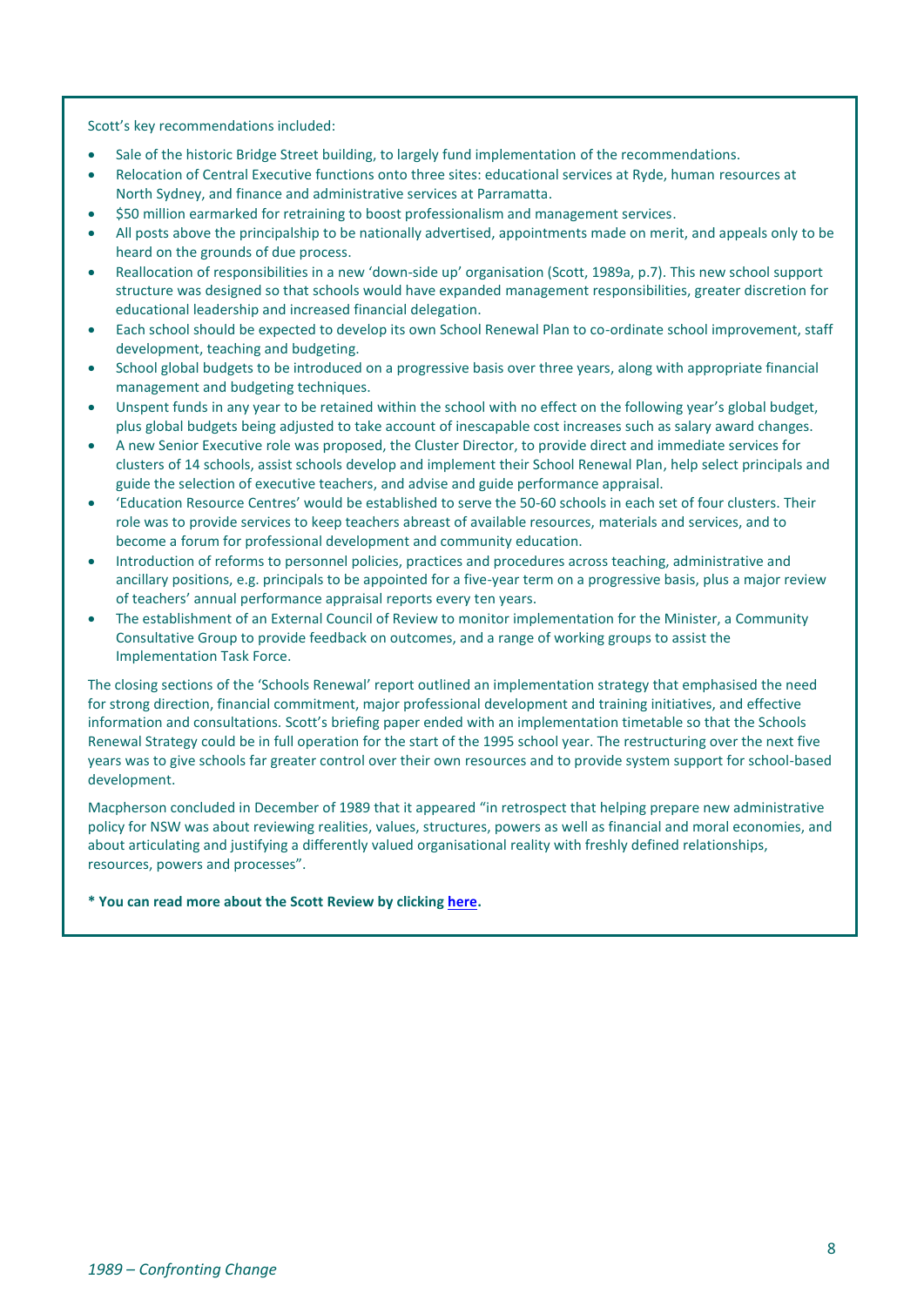Scott's key recommendations included:

- Sale of the historic Bridge Street building, to largely fund implementation of the recommendations.
- Relocation of Central Executive functions onto three sites: educational services at Ryde, human resources at North Sydney, and finance and administrative services at Parramatta.
- $50 million earmarked for retraining to boost professionalism and management services.
- All posts above the principalship to be nationally advertised, appointments made on merit, and appeals only to be heard on the grounds of due process.
- Reallocation of responsibilities in a new 'down-side up' organisation (Scott, 1989a, p.7). This new school support structure was designed so that schools would have expanded management responsibilities, greater discretion for educational leadership and increased financial delegation.
- Each school should be expected to develop its own School Renewal Plan to co-ordinate school improvement, staff development, teaching and budgeting.
- School global budgets to be introduced on a progressive basis over three years, along with appropriate financial management and budgeting techniques.
- Unspent funds in any year to be retained within the school with no effect on the following year's global budget, plus global budgets being adjusted to take account of inescapable cost increases such as salary award changes.
- A new Senior Executive role was proposed, the Cluster Director, to provide direct and immediate services for clusters of 14 schools, assist schools develop and implement their School Renewal Plan, help select principals and guide the selection of executive teachers, and advise and guide performance appraisal.
- 'Education Resource Centres' would be established to serve the 50-60 schools in each set of four clusters. Their role was to provide services to keep teachers abreast of available resources, materials and services, and to become a forum for professional development and community education.
- Introduction of reforms to personnel policies, practices and procedures across teaching, administrative and ancillary positions, e.g. principals to be appointed for a five-year term on a progressive basis, plus a major review of teachers' annual performance appraisal reports every ten years.
- The establishment of an External Council of Review to monitor implementation for the Minister, a Community Consultative Group to provide feedback on outcomes, and a range of working groups to assist the Implementation Task Force.

The closing sections of the 'Schools Renewal' report outlined an implementation strategy that emphasised the need for strong direction, financial commitment, major professional development and training initiatives, and effective information and consultations. Scott's briefing paper ended with an implementation timetable so that the Schools Renewal Strategy could be in full operation for the start of the 1995 school year. The restructuring over the next five years was to give schools far greater control over their own resources and to provide system support for school-based development.

Macpherson concluded in December of 1989 that it appeared "in retrospect that helping prepare new administrative policy for NSW was about reviewing realities, values, structures, powers as well as financial and moral economies, and about articulating and justifying a differently valued organisational reality with freshly defined relationships, resources, powers and processes".

**\* You can read more about the Scott Review by clicking here.**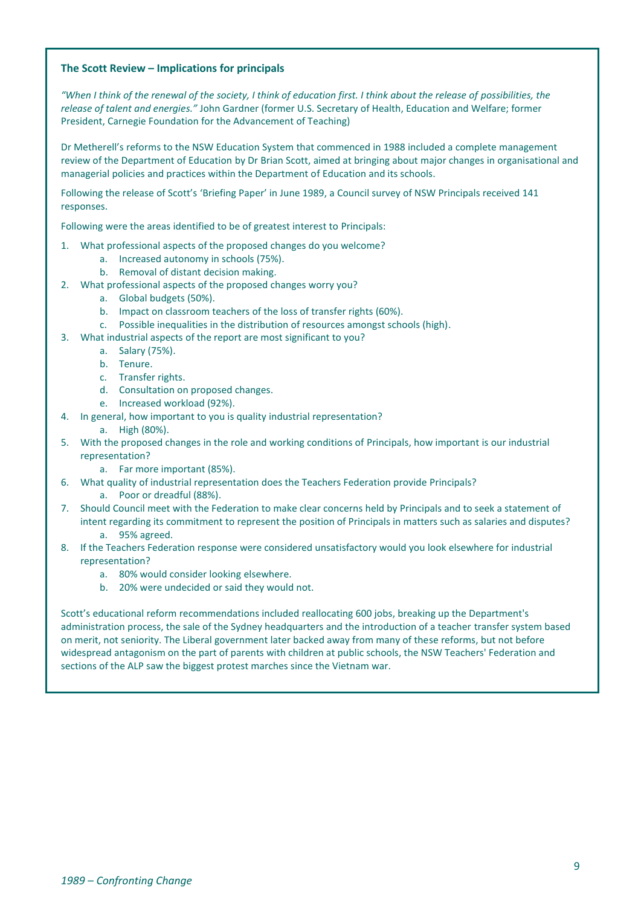### The Scott Review – Implications for principals

*"When I think of the renewal of the society, I think of education first. I think about the release of possibilities, the release of talent and energies."* John Gardner (former U.S. Secretary of Health, Education and Welfare; former President, Carnegie Foundation for the Advancement of Teaching)

Dr Metherell's reforms to the NSW Education System that commenced in 1988 included a complete management review of the Department of Education by Dr Brian Scott, aimed at bringing about major changes in organisational and managerial policies and practices within the Department of Education and its schools.

Following the release of Scott's 'Briefing Paper' in June 1989, a Council survey of NSW Principals received 141 responses.

Following were the areas identified to be of greatest interest to Principals:

1. What professional aspects of the proposed changes do you welcome?
    a. Increased autonomy in schools (75%).
    b. Removal of distant decision making.
2. What professional aspects of the proposed changes worry you?
    a. Global budgets (50%).
    b. Impact on classroom teachers of the loss of transfer rights (60%).
    c. Possible inequalities in the distribution of resources amongst schools (high).
3. What industrial aspects of the report are most significant to you?
    a. Salary (75%).
    b. Tenure.
    c. Transfer rights.
    d. Consultation on proposed changes.
    e. Increased workload (92%).
4. In general, how important to you is quality industrial representation?
    a. High (80%).
5. With the proposed changes in the role and working conditions of Principals, how important is our industrial representation?
    a. Far more important (85%).
6. What quality of industrial representation does the Teachers Federation provide Principals?
    a. Poor or dreadful (88%).
7. Should Council meet with the Federation to make clear concerns held by Principals and to seek a statement of intent regarding its commitment to represent the position of Principals in matters such as salaries and disputes?
    a. 95% agreed.
8. If the Teachers Federation response were considered unsatisfactory would you look elsewhere for industrial representation?
    a. 80% would consider looking elsewhere.
    b. 20% were undecided or said they would not.

Scott's educational reform recommendations included reallocating 600 jobs, breaking up the Department's administration process, the sale of the Sydney headquarters and the introduction of a teacher transfer system based on merit, not seniority. The Liberal government later backed away from many of these reforms, but not before widespread antagonism on the part of parents with children at public schools, the NSW Teachers' Federation and sections of the ALP saw the biggest protest marches since the Vietnam war.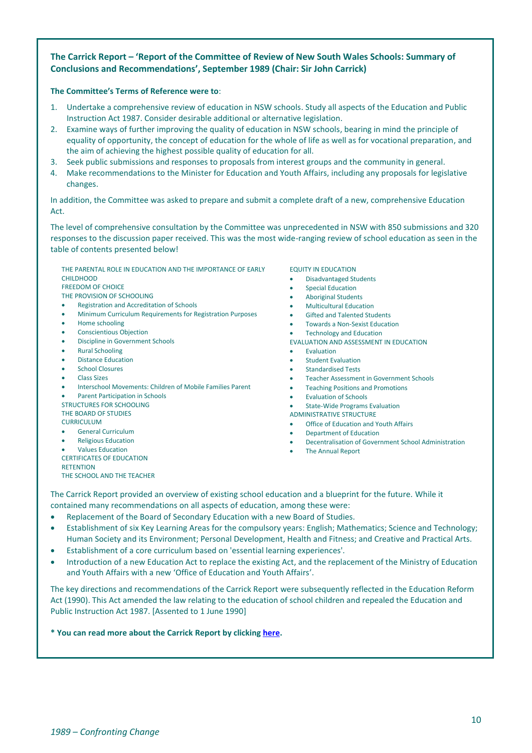**The Carrick Report – 'Report of the Committee of Review of New South Wales Schools: Summary of Conclusions and Recommendations', September 1989 (Chair: Sir John Carrick)**

**The Committee's Terms of Reference were to**:

1. Undertake a comprehensive review of education in NSW schools. Study all aspects of the Education and Public Instruction Act 1987. Consider desirable additional or alternative legislation.
2. Examine ways of further improving the quality of education in NSW schools, bearing in mind the principle of equality of opportunity, the concept of education for the whole of life as well as for vocational preparation, and the aim of achieving the highest possible quality of education for all.
3. Seek public submissions and responses to proposals from interest groups and the community in general.
4. Make recommendations to the Minister for Education and Youth Affairs, including any proposals for legislative changes.

In addition, the Committee was asked to prepare and submit a complete draft of a new, comprehensive Education Act.

The level of comprehensive consultation by the Committee was unprecedented in NSW with 850 submissions and 320 responses to the discussion paper received. This was the most wide-ranging review of school education as seen in the table of contents presented below!

THE PARENTAL ROLE IN EDUCATION AND THE IMPORTANCE OF EARLY CHILDHOOD
FREEDOM OF CHOICE
THE PROVISION OF SCHOOLING

- Registration and Accreditation of Schools
- Minimum Curriculum Requirements for Registration Purposes
- Home schooling
- Conscientious Objection
- Discipline in Government Schools
- Rural Schooling
- Distance Education
- School Closures
- Class Sizes
- Interschool Movements: Children of Mobile Families Parent
- Parent Participation in Schools

STRUCTURES FOR SCHOOLING
THE BOARD OF STUDIES
CURRICULUM

- General Curriculum
- Religious Education
- Values Education

CERTIFICATES OF EDUCATION
RETENTION
THE SCHOOL AND THE TEACHER

EQUITY IN EDUCATION

- Disadvantaged Students
- Special Education
- Aboriginal Students
- Multicultural Education
- Gifted and Talented Students
- Towards a Non-Sexist Education
- Technology and Education

EVALUATION AND ASSESSMENT IN EDUCATION

- Evaluation
- Student Evaluation
- Standardised Tests
- Teacher Assessment in Government Schools
- Teaching Positions and Promotions
- Evaluation of Schools
- State-Wide Programs Evaluation

ADMINISTRATIVE STRUCTURE

- Office of Education and Youth Affairs
- Department of Education
- Decentralisation of Government School Administration
- The Annual Report

The Carrick Report provided an overview of existing school education and a blueprint for the future. While it contained many recommendations on all aspects of education, among these were:

- Replacement of the Board of Secondary Education with a new Board of Studies.
- Establishment of six Key Learning Areas for the compulsory years: English; Mathematics; Science and Technology; Human Society and its Environment; Personal Development, Health and Fitness; and Creative and Practical Arts.
- Establishment of a core curriculum based on 'essential learning experiences'.
- Introduction of a new Education Act to replace the existing Act, and the replacement of the Ministry of Education and Youth Affairs with a new 'Office of Education and Youth Affairs'.

The key directions and recommendations of the Carrick Report were subsequently reflected in the Education Reform Act (1990). This Act amended the law relating to the education of school children and repealed the Education and Public Instruction Act 1987. [Assented to 1 June 1990]

**\* You can read more about the Carrick Report by clicking here.**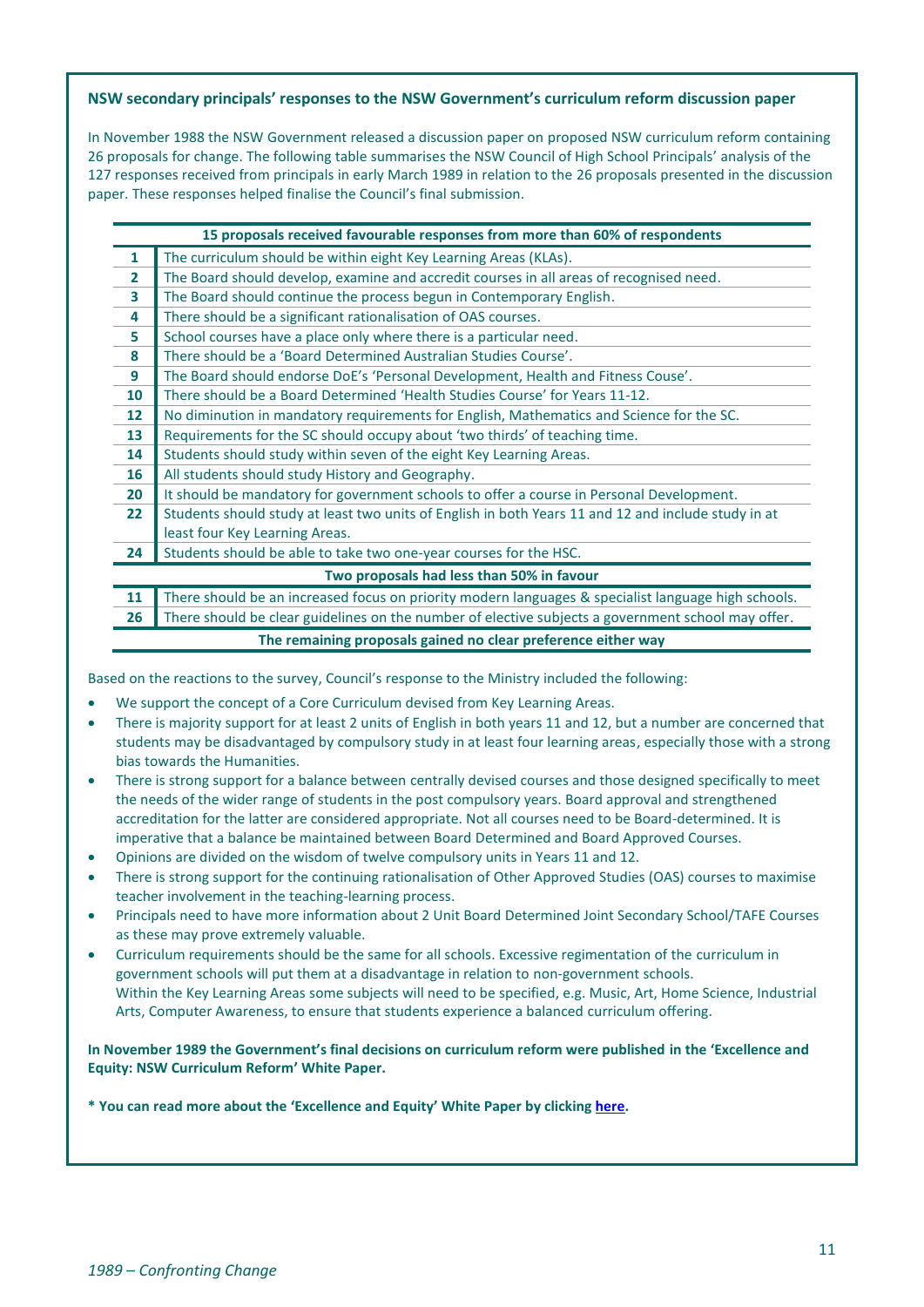**NSW secondary principals' responses to the NSW Government's curriculum reform discussion paper**

In November 1988 the NSW Government released a discussion paper on proposed NSW curriculum reform containing 26 proposals for change. The following table summarises the NSW Council of High School Principals' analysis of the 127 responses received from principals in early March 1989 in relation to the 26 proposals presented in the discussion paper. These responses helped finalise the Council's final submission.

| | 15 proposals received favourable responses from more than 60% of respondents |
|---|---|
| **1** | The curriculum should be within eight Key Learning Areas (KLAs). |
| **2** | The Board should develop, examine and accredit courses in all areas of recognised need. |
| **3** | The Board should continue the process begun in Contemporary English. |
| **4** | There should be a significant rationalisation of OAS courses. |
| **5** | School courses have a place only where there is a particular need. |
| **8** | There should be a 'Board Determined Australian Studies Course'. |
| **9** | The Board should endorse DoE's 'Personal Development, Health and Fitness Couse'. |
| **10** | There should be a Board Determined 'Health Studies Course' for Years 11-12. |
| **12** | No diminution in mandatory requirements for English, Mathematics and Science for the SC. |
| **13** | Requirements for the SC should occupy about 'two thirds' of teaching time. |
| **14** | Students should study within seven of the eight Key Learning Areas. |
| **16** | All students should study History and Geography. |
| **20** | It should be mandatory for government schools to offer a course in Personal Development. |
| **22** | Students should study at least two units of English in both Years 11 and 12 and include study in at least four Key Learning Areas. |
| **24** | Students should be able to take two one-year courses for the HSC. |
| | **Two proposals had less than 50% in favour** |
| **11** | There should be an increased focus on priority modern languages & specialist language high schools. |
| **26** | There should be clear guidelines on the number of elective subjects a government school may offer. |
| | **The remaining proposals gained no clear preference either way** |

Based on the reactions to the survey, Council's response to the Ministry included the following:

- We support the concept of a Core Curriculum devised from Key Learning Areas.
- There is majority support for at least 2 units of English in both years 11 and 12, but a number are concerned that students may be disadvantaged by compulsory study in at least four learning areas, especially those with a strong bias towards the Humanities.
- There is strong support for a balance between centrally devised courses and those designed specifically to meet the needs of the wider range of students in the post compulsory years. Board approval and strengthened accreditation for the latter are considered appropriate. Not all courses need to be Board-determined. It is imperative that a balance be maintained between Board Determined and Board Approved Courses.
- Opinions are divided on the wisdom of twelve compulsory units in Years 11 and 12.
- There is strong support for the continuing rationalisation of Other Approved Studies (OAS) courses to maximise teacher involvement in the teaching-learning process.
- Principals need to have more information about 2 Unit Board Determined Joint Secondary School/TAFE Courses as these may prove extremely valuable.
- Curriculum requirements should be the same for all schools. Excessive regimentation of the curriculum in government schools will put them at a disadvantage in relation to non-government schools.
  Within the Key Learning Areas some subjects will need to be specified, e.g. Music, Art, Home Science, Industrial Arts, Computer Awareness, to ensure that students experience a balanced curriculum offering.

**In November 1989 the Government's final decisions on curriculum reform were published in the 'Excellence and Equity: NSW Curriculum Reform' White Paper.**

**\* You can read more about the 'Excellence and Equity' White Paper by clicking here.**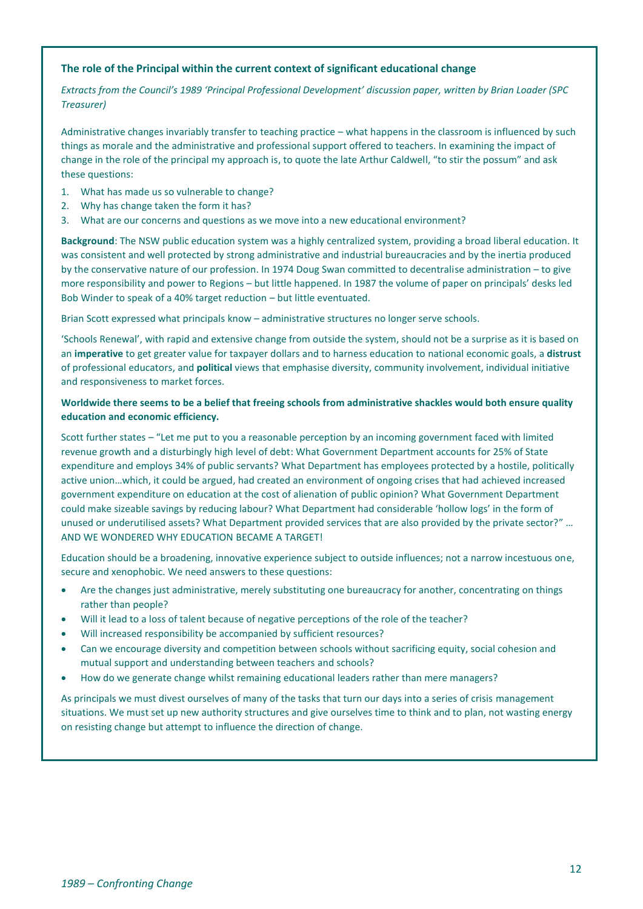**The role of the Principal within the current context of significant educational change**

*Extracts from the Council's 1989 'Principal Professional Development' discussion paper, written by Brian Loader (SPC Treasurer)*

Administrative changes invariably transfer to teaching practice – what happens in the classroom is influenced by such things as morale and the administrative and professional support offered to teachers. In examining the impact of change in the role of the principal my approach is, to quote the late Arthur Caldwell, "to stir the possum" and ask these questions:

1. What has made us so vulnerable to change?
2. Why has change taken the form it has?
3. What are our concerns and questions as we move into a new educational environment?

**Background**: The NSW public education system was a highly centralized system, providing a broad liberal education. It was consistent and well protected by strong administrative and industrial bureaucracies and by the inertia produced by the conservative nature of our profession. In 1974 Doug Swan committed to decentralise administration – to give more responsibility and power to Regions – but little happened. In 1987 the volume of paper on principals' desks led Bob Winder to speak of a 40% target reduction – but little eventuated.

Brian Scott expressed what principals know – administrative structures no longer serve schools.

'Schools Renewal', with rapid and extensive change from outside the system, should not be a surprise as it is based on an **imperative** to get greater value for taxpayer dollars and to harness education to national economic goals, a **distrust** of professional educators, and **political** views that emphasise diversity, community involvement, individual initiative and responsiveness to market forces.

**Worldwide there seems to be a belief that freeing schools from administrative shackles would both ensure quality education and economic efficiency.**

Scott further states – "Let me put to you a reasonable perception by an incoming government faced with limited revenue growth and a disturbingly high level of debt: What Government Department accounts for 25% of State expenditure and employs 34% of public servants? What Department has employees protected by a hostile, politically active union…which, it could be argued, had created an environment of ongoing crises that had achieved increased government expenditure on education at the cost of alienation of public opinion? What Government Department could make sizeable savings by reducing labour? What Department had considerable 'hollow logs' in the form of unused or underutilised assets? What Department provided services that are also provided by the private sector?" … AND WE WONDERED WHY EDUCATION BECAME A TARGET!

Education should be a broadening, innovative experience subject to outside influences; not a narrow incestuous one, secure and xenophobic. We need answers to these questions:

- Are the changes just administrative, merely substituting one bureaucracy for another, concentrating on things rather than people?
- Will it lead to a loss of talent because of negative perceptions of the role of the teacher?
- Will increased responsibility be accompanied by sufficient resources?
- Can we encourage diversity and competition between schools without sacrificing equity, social cohesion and mutual support and understanding between teachers and schools?
- How do we generate change whilst remaining educational leaders rather than mere managers?

As principals we must divest ourselves of many of the tasks that turn our days into a series of crisis management situations. We must set up new authority structures and give ourselves time to think and to plan, not wasting energy on resisting change but attempt to influence the direction of change.